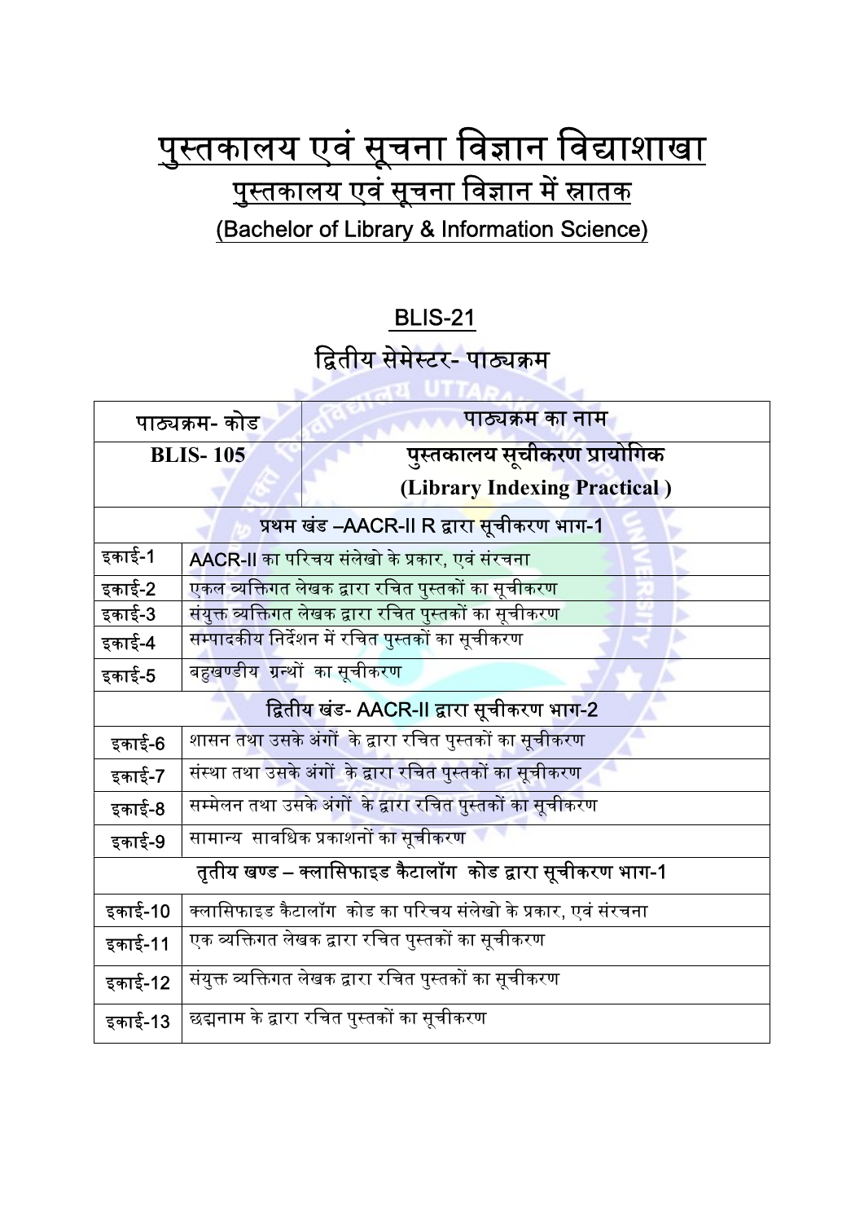# पुस्तकालय एवं सूचना विज्ञान विद्याशाखा

## पुस्तकालय एवं सूचना विज्ञान में स्नातक

## (Bachelor of Library & Information Science)

### BLIS-21

### द्वितीय सेमेस्टर- पाठ्यक्रम

| पाठ्यक्रम- कोड | पाठ्यक्रम का नाम |
|---|---|
| **BLIS- 105** | **पुस्तकालय सूचीकरण प्रायोगिक (Library Indexing Practical )** |
| **प्रथम खंड –AACR-II R द्वारा सूचीकरण भाग-1** | |
| इकाई-1 | AACR-II का परिचय संलेखो के प्रकार, एवं संरचना |
| इकाई-2 | एकल व्यक्तिगत लेखक द्वारा रचित पुस्तकों का सूचीकरण |
| इकाई-3 | संयुक्त व्यक्तिगत लेखक द्वारा रचित पुस्तकों का सूचीकरण |
| इकाई-4 | सम्पादकीय निर्देशन में रचित पुस्तकों का सूचीकरण |
| इकाई-5 | बहुखण्डीय ग्रन्थों का सूचीकरण |
| **द्वितीय खंड- AACR-II द्वारा सूचीकरण भाग-2** | |
| इकाई-6 | शासन तथा उसके अंगों के द्वारा रचित पुस्तकों का सूचीकरण |
| इकाई-7 | संस्था तथा उसके अंगों के द्वारा रचित पुस्तकों का सूचीकरण |
| इकाई-8 | सम्मेलन तथा उसके अंगों के द्वारा रचित पुस्तकों का सूचीकरण |
| इकाई-9 | सामान्य सावधिक प्रकाशनों का सूचीकरण |
| **तृतीय खण्ड – क्लासिफाइड कैटालॉग कोड द्वारा सूचीकरण भाग-1** | |
| इकाई-10 | क्लासिफाइड कैटालॉग कोड का परिचय संलेखो के प्रकार, एवं संरचना |
| इकाई-11 | एक व्यक्तिगत लेखक द्वारा रचित पुस्तकों का सूचीकरण |
| इकाई-12 | संयुक्त व्यक्तिगत लेखक द्वारा रचित पुस्तकों का सूचीकरण |
| इकाई-13 | छद्मनाम के द्वारा रचित पुस्तकों का सूचीकरण |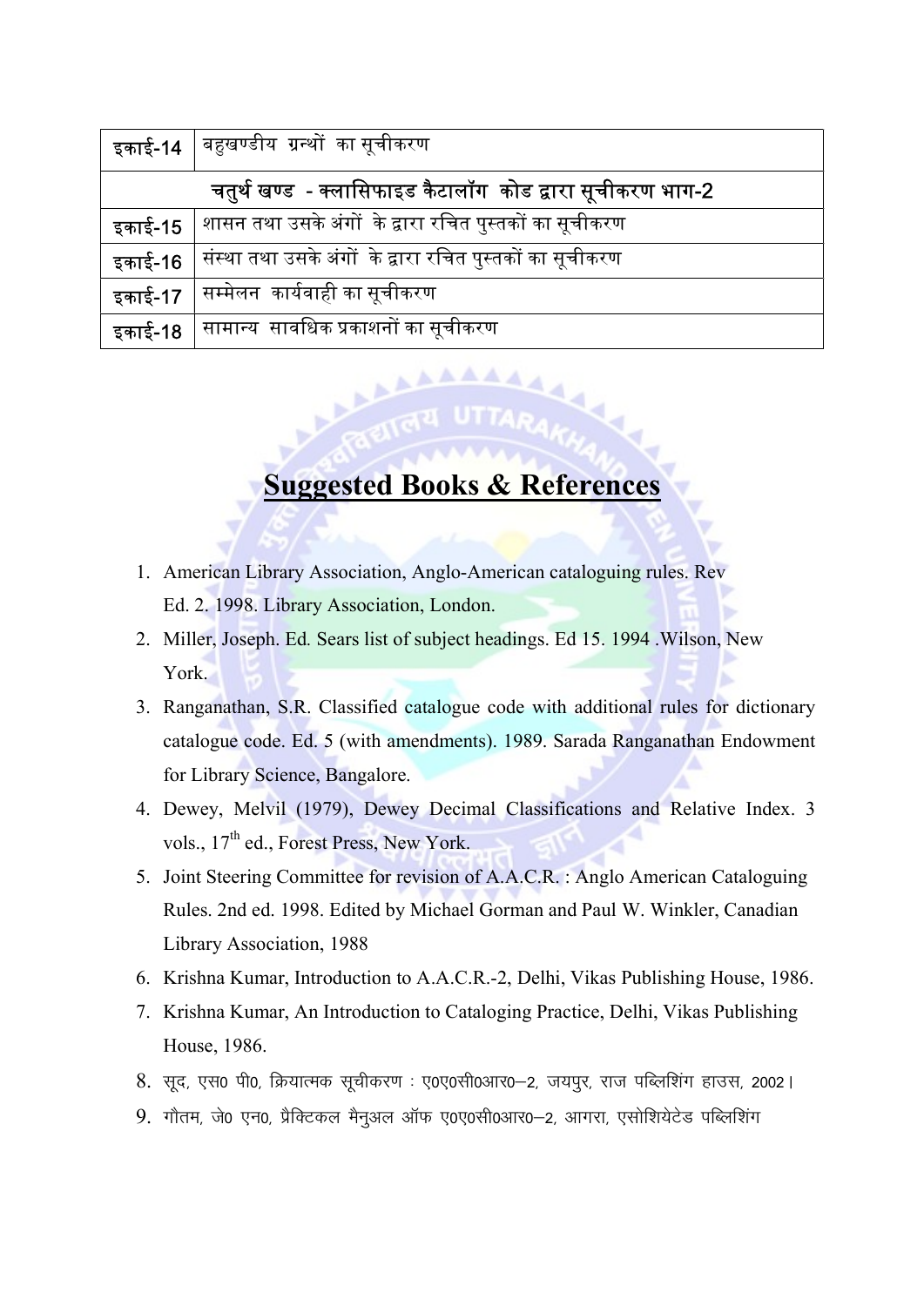| | |
|---|---|
| इकाई-14 | बहुखण्डीय ग्रन्थों का सूचीकरण |
| चतुर्थ खण्ड - क्लासिफाइड कैटालॉग कोड द्वारा सूचीकरण भाग-2 | |
| इकाई-15 | शासन तथा उसके अंगों के द्वारा रचित पुस्तकों का सूचीकरण |
| इकाई-16 | संस्था तथा उसके अंगों के द्वारा रचित पुस्तकों का सूचीकरण |
| इकाई-17 | सम्मेलन कार्यवाही का सूचीकरण |
| इकाई-18 | सामान्य सावधिक प्रकाशनों का सूचीकरण |

## Suggested Books & References

1. American Library Association, Anglo-American cataloguing rules. Rev Ed. 2. 1998. Library Association, London.
2. Miller, Joseph. Ed. Sears list of subject headings. Ed 15. 1994 .Wilson, New York.
3. Ranganathan, S.R. Classified catalogue code with additional rules for dictionary catalogue code. Ed. 5 (with amendments). 1989. Sarada Ranganathan Endowment for Library Science, Bangalore.
4. Dewey, Melvil (1979), Dewey Decimal Classifications and Relative Index. 3 vols., 17th ed., Forest Press, New York.
5. Joint Steering Committee for revision of A.A.C.R. : Anglo American Cataloguing Rules. 2nd ed. 1998. Edited by Michael Gorman and Paul W. Winkler, Canadian Library Association, 1988
6. Krishna Kumar, Introduction to A.A.C.R.-2, Delhi, Vikas Publishing House, 1986.
7. Krishna Kumar, An Introduction to Cataloging Practice, Delhi, Vikas Publishing House, 1986.
8. सूद, एस0 पी0, क्रियात्मक सूचीकरण : ए0ए0सी0आर0–2, जयपुर, राज पब्लिशिंग हाउस, 2002।
9. गौतम, जे0 एन0, प्रैक्टिकल मैनुअल ऑफ ए0ए0सी0आर0–2, आगरा, एसोशियेटेड पब्लिशिंग